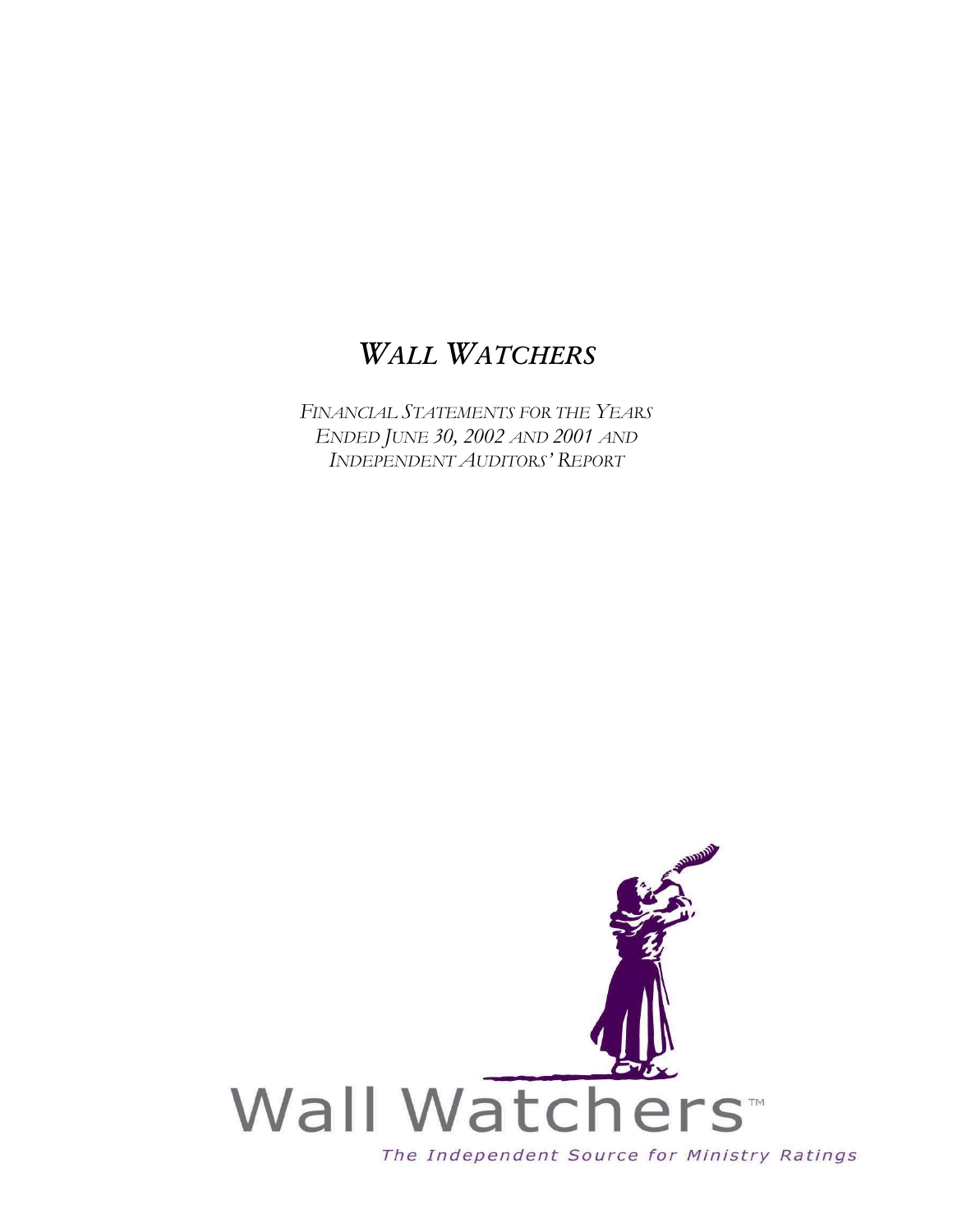# *WALL WATCHERS*

*FINANCIAL STATEMENTS FOR THE YEARS ENDED JUNE 30, 2002 AND 2001 AND INDEPENDENT AUDITORS' REPORT*

Wall Watchers™

*The Independent Source for Ministry Ratings*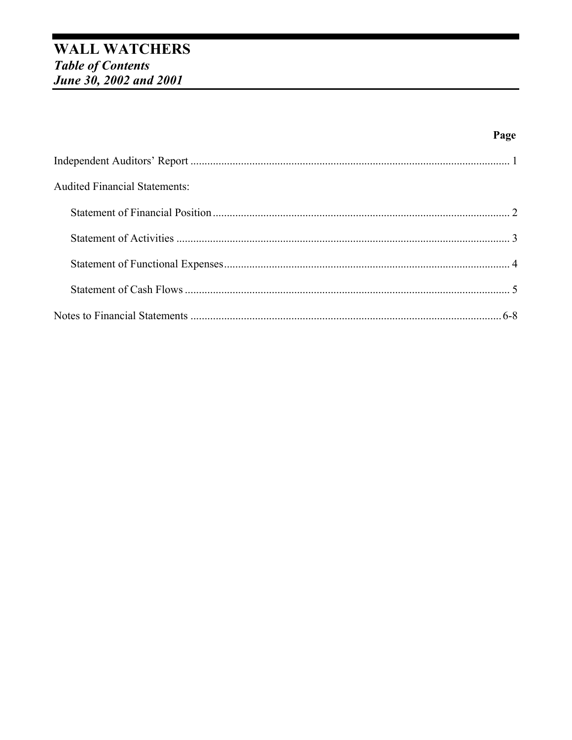# WALL WATCHERS

***Table of Contents***

***June 30, 2002 and 2001***

| | Page |
|---|---|
| Independent Auditors' Report | 1 |
| Audited Financial Statements: | |
| Statement of Financial Position | 2 |
| Statement of Activities | 3 |
| Statement of Functional Expenses | 4 |
| Statement of Cash Flows | 5 |
| Notes to Financial Statements | 6-8 |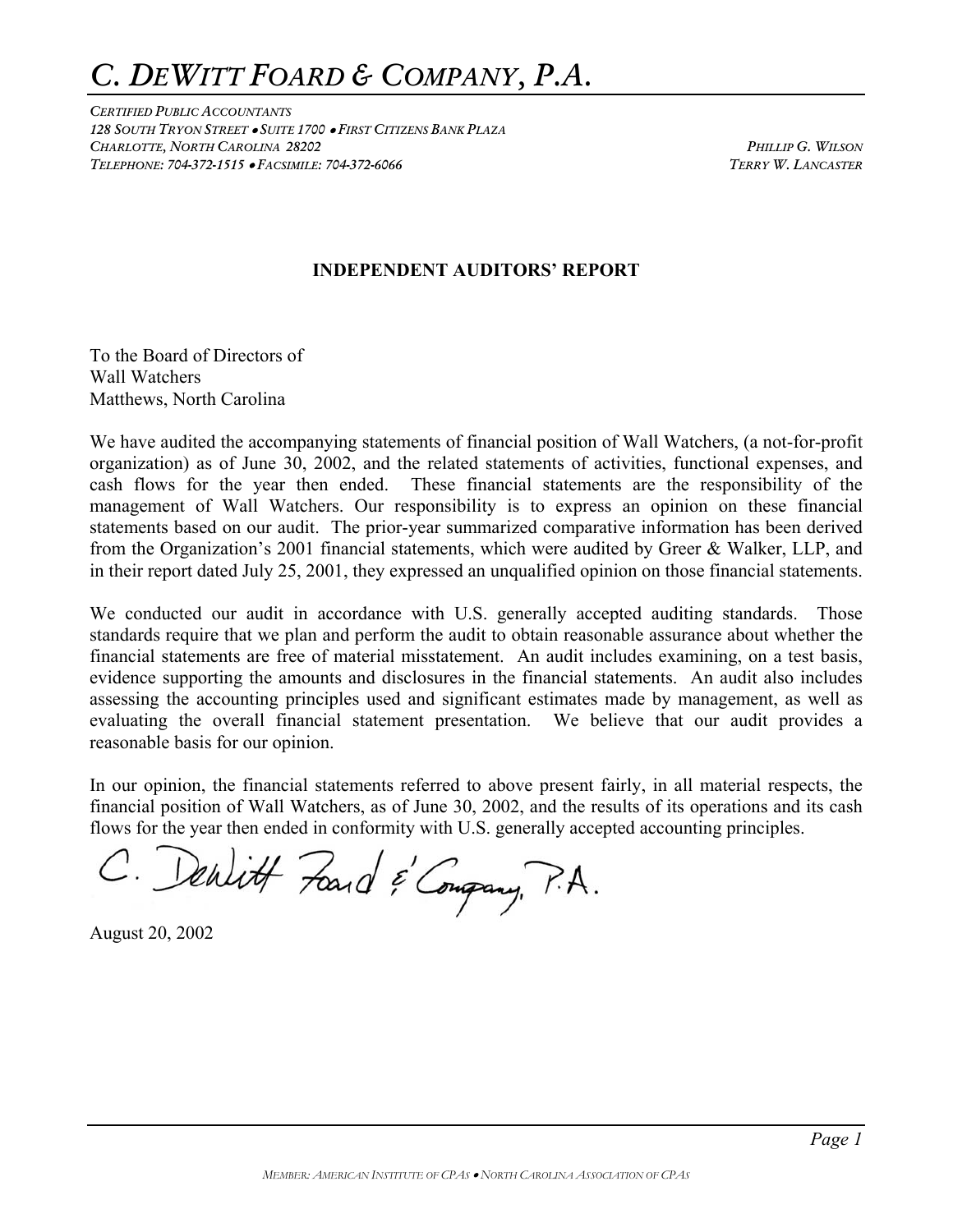# *C. DEWITT FOARD & COMPANY, P.A.*

*CERTIFIED PUBLIC ACCOUNTANTS*
*128 SOUTH TRYON STREET • SUITE 1700 • FIRST CITIZENS BANK PLAZA*
*CHARLOTTE, NORTH CAROLINA 28202*
*TELEPHONE: 704-372-1515 • FACSIMILE: 704-372-6066*

*PHILLIP G. WILSON*
*TERRY W. LANCASTER*

## INDEPENDENT AUDITORS' REPORT

To the Board of Directors of
Wall Watchers
Matthews, North Carolina

We have audited the accompanying statements of financial position of Wall Watchers, (a not-for-profit organization) as of June 30, 2002, and the related statements of activities, functional expenses, and cash flows for the year then ended. These financial statements are the responsibility of the management of Wall Watchers. Our responsibility is to express an opinion on these financial statements based on our audit. The prior-year summarized comparative information has been derived from the Organization's 2001 financial statements, which were audited by Greer & Walker, LLP, and in their report dated July 25, 2001, they expressed an unqualified opinion on those financial statements.

We conducted our audit in accordance with U.S. generally accepted auditing standards. Those standards require that we plan and perform the audit to obtain reasonable assurance about whether the financial statements are free of material misstatement. An audit includes examining, on a test basis, evidence supporting the amounts and disclosures in the financial statements. An audit also includes assessing the accounting principles used and significant estimates made by management, as well as evaluating the overall financial statement presentation. We believe that our audit provides a reasonable basis for our opinion.

In our opinion, the financial statements referred to above present fairly, in all material respects, the financial position of Wall Watchers, as of June 30, 2002, and the results of its operations and its cash flows for the year then ended in conformity with U.S. generally accepted accounting principles.

C. DeWitt Foard & Company, P.A.

August 20, 2002

*MEMBER: AMERICAN INSTITUTE OF CPAS • NORTH CAROLINA ASSOCIATION OF CPAS*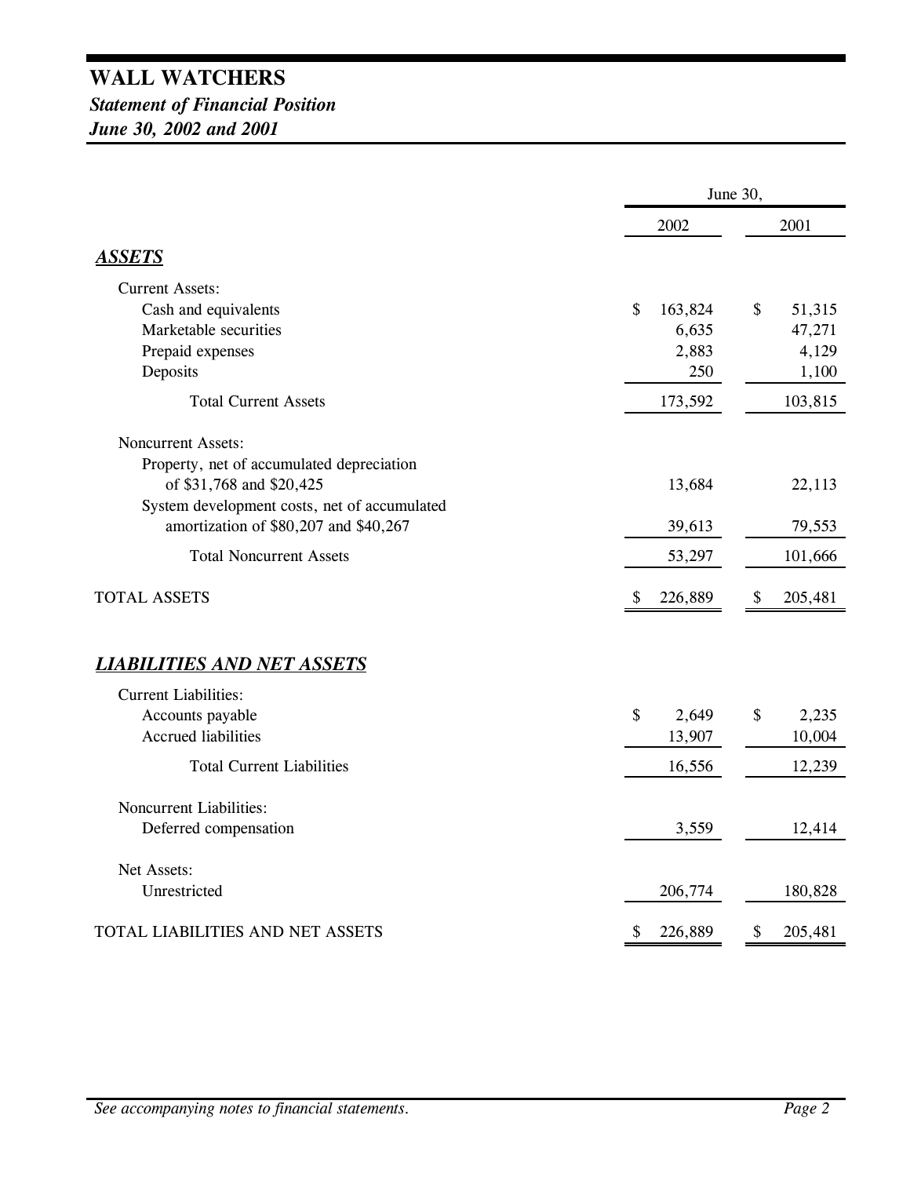# WALL WATCHERS

***Statement of Financial Position***

***June 30, 2002 and 2001***

| | June 30, | |
|---|---|---|
| | 2002 | 2001 |
| ***ASSETS*** | | |
| Current Assets: | | |
| Cash and equivalents | $ 163,824 | $ 51,315 |
| Marketable securities | 6,635 | 47,271 |
| Prepaid expenses | 2,883 | 4,129 |
| Deposits | 250 | 1,100 |
| Total Current Assets | 173,592 | 103,815 |
| Noncurrent Assets: | | |
| Property, net of accumulated depreciation of $31,768 and $20,425 | 13,684 | 22,113 |
| System development costs, net of accumulated amortization of $80,207 and $40,267 | 39,613 | 79,553 |
| Total Noncurrent Assets | 53,297 | 101,666 |
| TOTAL ASSETS | $ 226,889 | $ 205,481 |
| ***LIABILITIES AND NET ASSETS*** | | |
| Current Liabilities: | | |
| Accounts payable | $ 2,649 | $ 2,235 |
| Accrued liabilities | 13,907 | 10,004 |
| Total Current Liabilities | 16,556 | 12,239 |
| Noncurrent Liabilities: | | |
| Deferred compensation | 3,559 | 12,414 |
| Net Assets: | | |
| Unrestricted | 206,774 | 180,828 |
| TOTAL LIABILITIES AND NET ASSETS | $ 226,889 | $ 205,481 |

*See accompanying notes to financial statements.*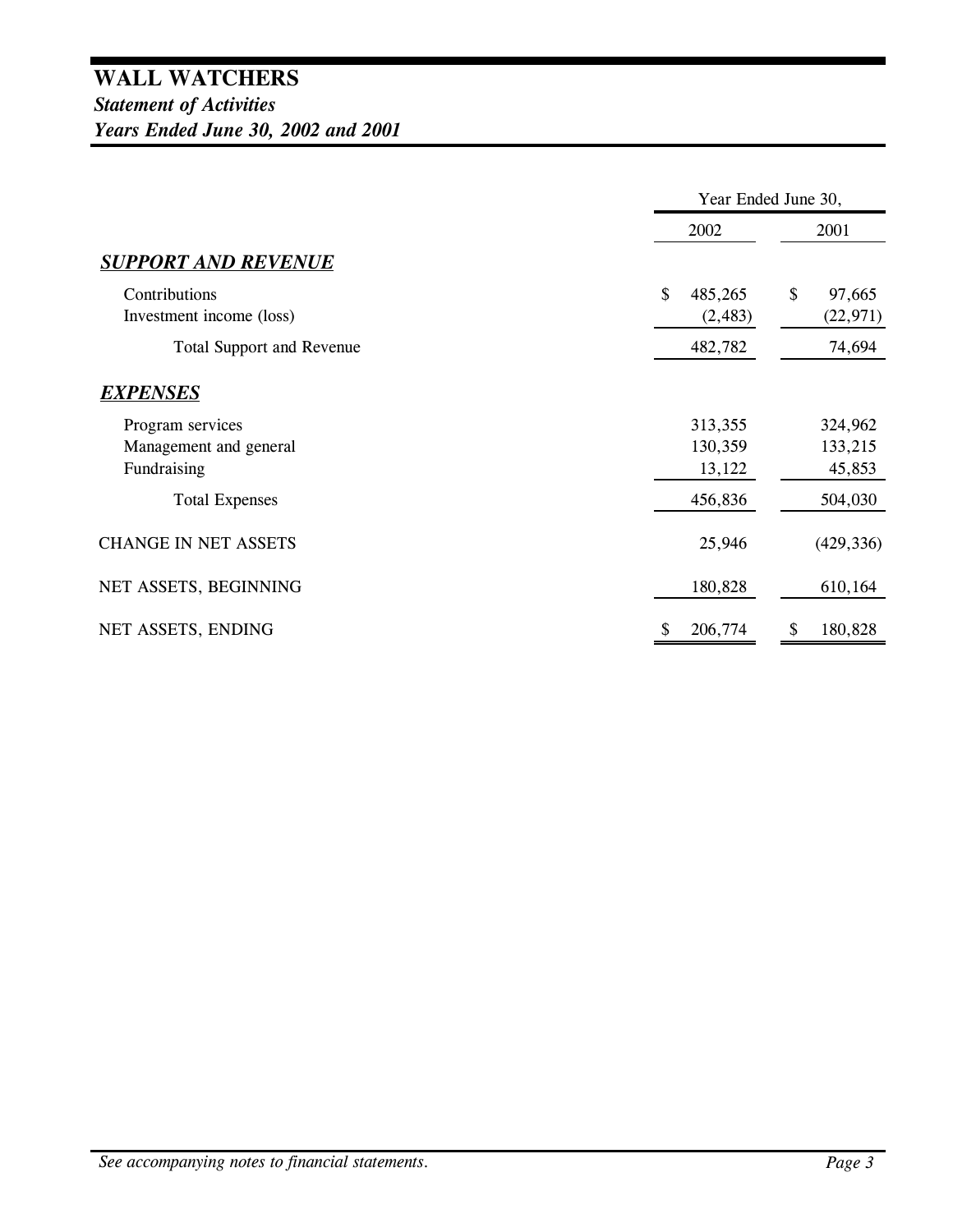# WALL WATCHERS

***Statement of Activities***

***Years Ended June 30, 2002 and 2001***

| | Year Ended June 30, | |
|---|---|---|
| | 2002 | 2001 |
| ***SUPPORT AND REVENUE*** | | |
| Contributions | $ 485,265 | $ 97,665 |
| Investment income (loss) | (2,483) | (22,971) |
| Total Support and Revenue | 482,782 | 74,694 |
| ***EXPENSES*** | | |
| Program services | 313,355 | 324,962 |
| Management and general | 130,359 | 133,215 |
| Fundraising | 13,122 | 45,853 |
| Total Expenses | 456,836 | 504,030 |
| CHANGE IN NET ASSETS | 25,946 | (429,336) |
| NET ASSETS, BEGINNING | 180,828 | 610,164 |
| NET ASSETS, ENDING | $ 206,774 | $ 180,828 |

*See accompanying notes to financial statements.*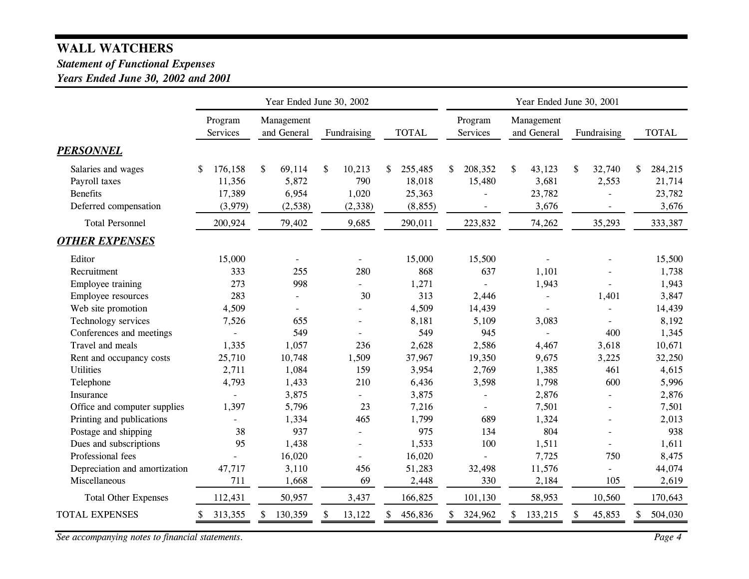# WALL WATCHERS

***Statement of Functional Expenses***

***Years Ended June 30, 2002 and 2001***

| | Year Ended June 30, 2002 | | | | Year Ended June 30, 2001 | | | |
|---|---|---|---|---|---|---|---|---|
| | Program Services | Management and General | Fundraising | TOTAL | Program Services | Management and General | Fundraising | TOTAL |
| ***PERSONNEL*** | | | | | | | | |
| Salaries and wages | $ 176,158 | $ 69,114 | $ 10,213 | $ 255,485 | $ 208,352 | $ 43,123 | $ 32,740 | $ 284,215 |
| Payroll taxes | 11,356 | 5,872 | 790 | 18,018 | 15,480 | 3,681 | 2,553 | 21,714 |
| Benefits | 17,389 | 6,954 | 1,020 | 25,363 | - | 23,782 | - | 23,782 |
| Deferred compensation | (3,979) | (2,538) | (2,338) | (8,855) | - | 3,676 | - | 3,676 |
| Total Personnel | 200,924 | 79,402 | 9,685 | 290,011 | 223,832 | 74,262 | 35,293 | 333,387 |
| ***OTHER EXPENSES*** | | | | | | | | |
| Editor | 15,000 | - | - | 15,000 | 15,500 | - | - | 15,500 |
| Recruitment | 333 | 255 | 280 | 868 | 637 | 1,101 | - | 1,738 |
| Employee training | 273 | 998 | - | 1,271 | - | 1,943 | - | 1,943 |
| Employee resources | 283 | - | 30 | 313 | 2,446 | - | 1,401 | 3,847 |
| Web site promotion | 4,509 | - | - | 4,509 | 14,439 | - | - | 14,439 |
| Technology services | 7,526 | 655 | - | 8,181 | 5,109 | 3,083 | - | 8,192 |
| Conferences and meetings | - | 549 | - | 549 | 945 | - | 400 | 1,345 |
| Travel and meals | 1,335 | 1,057 | 236 | 2,628 | 2,586 | 4,467 | 3,618 | 10,671 |
| Rent and occupancy costs | 25,710 | 10,748 | 1,509 | 37,967 | 19,350 | 9,675 | 3,225 | 32,250 |
| Utilities | 2,711 | 1,084 | 159 | 3,954 | 2,769 | 1,385 | 461 | 4,615 |
| Telephone | 4,793 | 1,433 | 210 | 6,436 | 3,598 | 1,798 | 600 | 5,996 |
| Insurance | - | 3,875 | - | 3,875 | - | 2,876 | - | 2,876 |
| Office and computer supplies | 1,397 | 5,796 | 23 | 7,216 | - | 7,501 | - | 7,501 |
| Printing and publications | - | 1,334 | 465 | 1,799 | 689 | 1,324 | - | 2,013 |
| Postage and shipping | 38 | 937 | - | 975 | 134 | 804 | - | 938 |
| Dues and subscriptions | 95 | 1,438 | - | 1,533 | 100 | 1,511 | - | 1,611 |
| Professional fees | - | 16,020 | - | 16,020 | - | 7,725 | 750 | 8,475 |
| Depreciation and amortization | 47,717 | 3,110 | 456 | 51,283 | 32,498 | 11,576 | - | 44,074 |
| Miscellaneous | 711 | 1,668 | 69 | 2,448 | 330 | 2,184 | 105 | 2,619 |
| Total Other Expenses | 112,431 | 50,957 | 3,437 | 166,825 | 101,130 | 58,953 | 10,560 | 170,643 |
| TOTAL EXPENSES | $ 313,355 | $ 130,359 | $ 13,122 | $ 456,836 | $ 324,962 | $ 133,215 | $ 45,853 | $ 504,030 |

*See accompanying notes to financial statements.*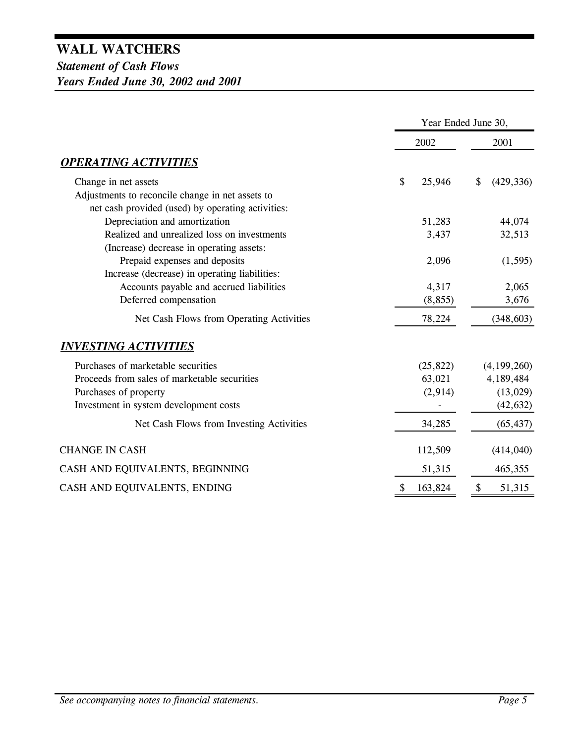# WALL WATCHERS

## *Statement of Cash Flows*

## *Years Ended June 30, 2002 and 2001*

| | Year Ended June 30, | |
|---|---|---|
| | 2002 | 2001 |
| ***OPERATING ACTIVITIES*** | | |
| Change in net assets | $ 25,946 | $ (429,336) |
| Adjustments to reconcile change in net assets to net cash provided (used) by operating activities: | | |
| Depreciation and amortization | 51,283 | 44,074 |
| Realized and unrealized loss on investments | 3,437 | 32,513 |
| (Increase) decrease in operating assets: | | |
| Prepaid expenses and deposits | 2,096 | (1,595) |
| Increase (decrease) in operating liabilities: | | |
| Accounts payable and accrued liabilities | 4,317 | 2,065 |
| Deferred compensation | (8,855) | 3,676 |
| Net Cash Flows from Operating Activities | 78,224 | (348,603) |
| ***INVESTING ACTIVITIES*** | | |
| Purchases of marketable securities | (25,822) | (4,199,260) |
| Proceeds from sales of marketable securities | 63,021 | 4,189,484 |
| Purchases of property | (2,914) | (13,029) |
| Investment in system development costs | - | (42,632) |
| Net Cash Flows from Investing Activities | 34,285 | (65,437) |
| CHANGE IN CASH | 112,509 | (414,040) |
| CASH AND EQUIVALENTS, BEGINNING | 51,315 | 465,355 |
| CASH AND EQUIVALENTS, ENDING | $ 163,824 | $ 51,315 |

*See accompanying notes to financial statements.*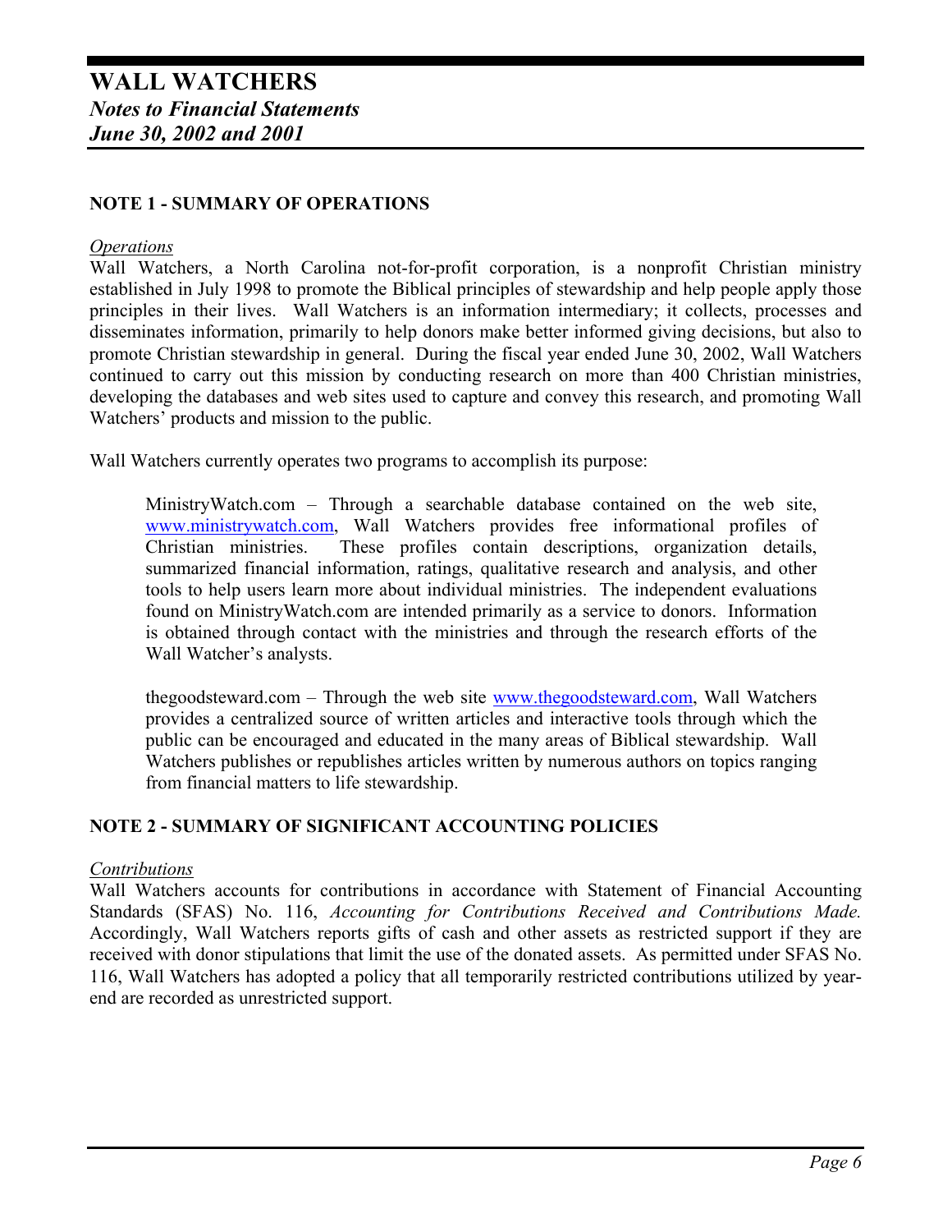# WALL WATCHERS
## *Notes to Financial Statements*
## *June 30, 2002 and 2001*

### NOTE 1 - SUMMARY OF OPERATIONS

*Operations*

Wall Watchers, a North Carolina not-for-profit corporation, is a nonprofit Christian ministry established in July 1998 to promote the Biblical principles of stewardship and help people apply those principles in their lives. Wall Watchers is an information intermediary; it collects, processes and disseminates information, primarily to help donors make better informed giving decisions, but also to promote Christian stewardship in general. During the fiscal year ended June 30, 2002, Wall Watchers continued to carry out this mission by conducting research on more than 400 Christian ministries, developing the databases and web sites used to capture and convey this research, and promoting Wall Watchers' products and mission to the public.

Wall Watchers currently operates two programs to accomplish its purpose:

> MinistryWatch.com – Through a searchable database contained on the web site, www.ministrywatch.com, Wall Watchers provides free informational profiles of Christian ministries. These profiles contain descriptions, organization details, summarized financial information, ratings, qualitative research and analysis, and other tools to help users learn more about individual ministries. The independent evaluations found on MinistryWatch.com are intended primarily as a service to donors. Information is obtained through contact with the ministries and through the research efforts of the Wall Watcher's analysts.
>
> thegoodsteward.com – Through the web site www.thegoodsteward.com, Wall Watchers provides a centralized source of written articles and interactive tools through which the public can be encouraged and educated in the many areas of Biblical stewardship. Wall Watchers publishes or republishes articles written by numerous authors on topics ranging from financial matters to life stewardship.

### NOTE 2 - SUMMARY OF SIGNIFICANT ACCOUNTING POLICIES

*Contributions*

Wall Watchers accounts for contributions in accordance with Statement of Financial Accounting Standards (SFAS) No. 116, *Accounting for Contributions Received and Contributions Made.* Accordingly, Wall Watchers reports gifts of cash and other assets as restricted support if they are received with donor stipulations that limit the use of the donated assets. As permitted under SFAS No. 116, Wall Watchers has adopted a policy that all temporarily restricted contributions utilized by year-end are recorded as unrestricted support.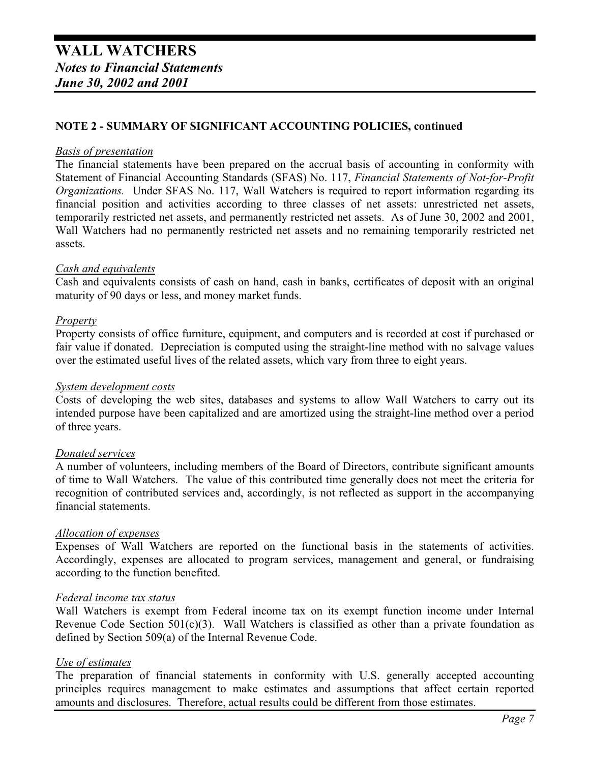# WALL WATCHERS
***Notes to Financial Statements***
***June 30, 2002 and 2001***

## NOTE 2 - SUMMARY OF SIGNIFICANT ACCOUNTING POLICIES, continued

### *Basis of presentation*

The financial statements have been prepared on the accrual basis of accounting in conformity with Statement of Financial Accounting Standards (SFAS) No. 117, *Financial Statements of Not-for-Profit Organizations*. Under SFAS No. 117, Wall Watchers is required to report information regarding its financial position and activities according to three classes of net assets: unrestricted net assets, temporarily restricted net assets, and permanently restricted net assets. As of June 30, 2002 and 2001, Wall Watchers had no permanently restricted net assets and no remaining temporarily restricted net assets.

### *Cash and equivalents*

Cash and equivalents consists of cash on hand, cash in banks, certificates of deposit with an original maturity of 90 days or less, and money market funds.

### *Property*

Property consists of office furniture, equipment, and computers and is recorded at cost if purchased or fair value if donated. Depreciation is computed using the straight-line method with no salvage values over the estimated useful lives of the related assets, which vary from three to eight years.

### *System development costs*

Costs of developing the web sites, databases and systems to allow Wall Watchers to carry out its intended purpose have been capitalized and are amortized using the straight-line method over a period of three years.

### *Donated services*

A number of volunteers, including members of the Board of Directors, contribute significant amounts of time to Wall Watchers. The value of this contributed time generally does not meet the criteria for recognition of contributed services and, accordingly, is not reflected as support in the accompanying financial statements.

### *Allocation of expenses*

Expenses of Wall Watchers are reported on the functional basis in the statements of activities. Accordingly, expenses are allocated to program services, management and general, or fundraising according to the function benefited.

### *Federal income tax status*

Wall Watchers is exempt from Federal income tax on its exempt function income under Internal Revenue Code Section 501(c)(3). Wall Watchers is classified as other than a private foundation as defined by Section 509(a) of the Internal Revenue Code.

### *Use of estimates*

The preparation of financial statements in conformity with U.S. generally accepted accounting principles requires management to make estimates and assumptions that affect certain reported amounts and disclosures. Therefore, actual results could be different from those estimates.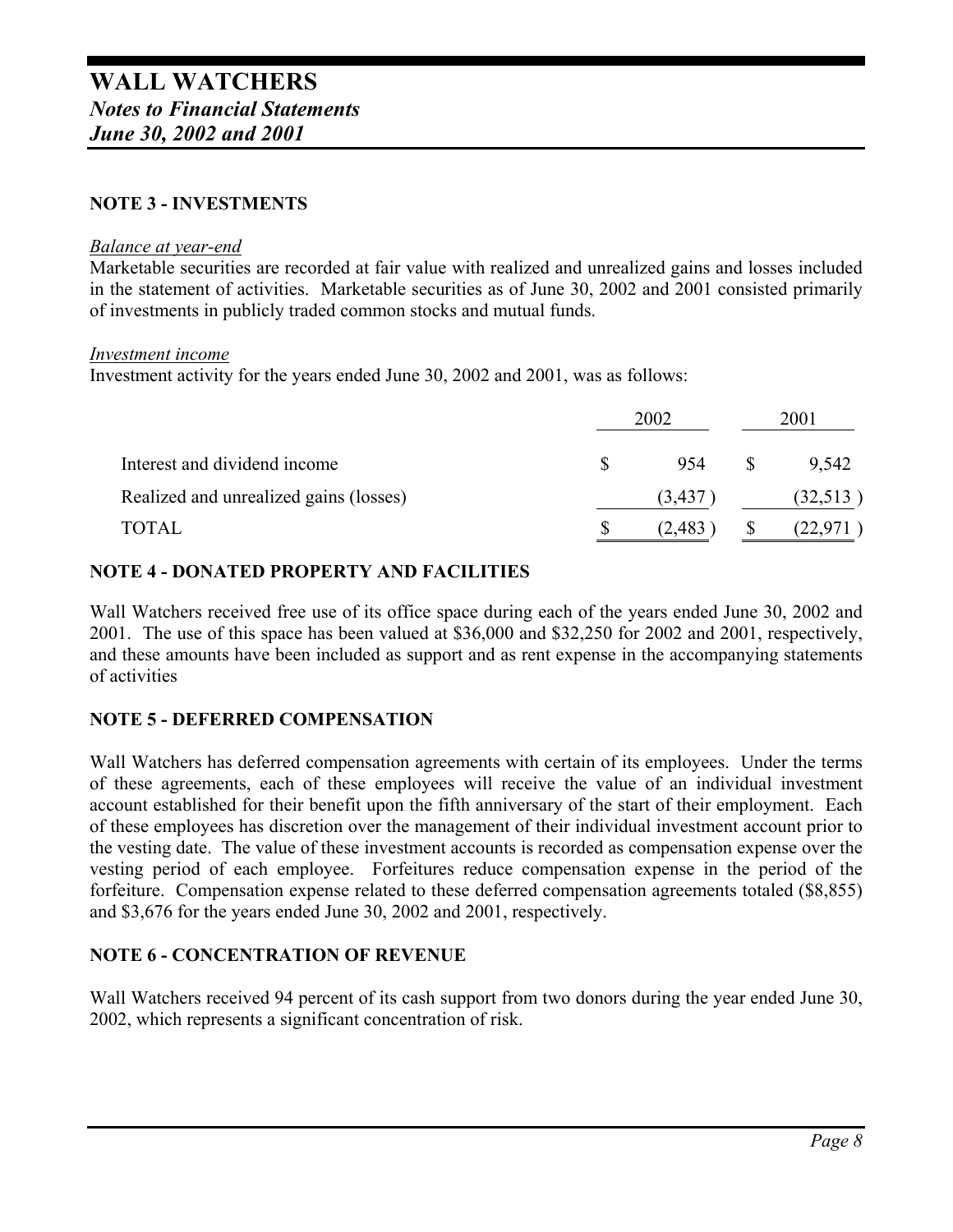# WALL WATCHERS
## *Notes to Financial Statements*
## *June 30, 2002 and 2001*

### NOTE 3 - INVESTMENTS

*Balance at year-end*
Marketable securities are recorded at fair value with realized and unrealized gains and losses included in the statement of activities. Marketable securities as of June 30, 2002 and 2001 consisted primarily of investments in publicly traded common stocks and mutual funds.

*Investment income*
Investment activity for the years ended June 30, 2002 and 2001, was as follows:

| | 2002 | 2001 |
|---|---|---|
| Interest and dividend income | $ 954 | $ 9,542 |
| Realized and unrealized gains (losses) | (3,437 ) | (32,513 ) |
| TOTAL | $ (2,483 ) | $ (22,971 ) |

### NOTE 4 - DONATED PROPERTY AND FACILITIES

Wall Watchers received free use of its office space during each of the years ended June 30, 2002 and 2001. The use of this space has been valued at $36,000 and $32,250 for 2002 and 2001, respectively, and these amounts have been included as support and as rent expense in the accompanying statements of activities

### NOTE 5 - DEFERRED COMPENSATION

Wall Watchers has deferred compensation agreements with certain of its employees. Under the terms of these agreements, each of these employees will receive the value of an individual investment account established for their benefit upon the fifth anniversary of the start of their employment. Each of these employees has discretion over the management of their individual investment account prior to the vesting date. The value of these investment accounts is recorded as compensation expense over the vesting period of each employee. Forfeitures reduce compensation expense in the period of the forfeiture. Compensation expense related to these deferred compensation agreements totaled ($8,855) and $3,676 for the years ended June 30, 2002 and 2001, respectively.

### NOTE 6 - CONCENTRATION OF REVENUE

Wall Watchers received 94 percent of its cash support from two donors during the year ended June 30, 2002, which represents a significant concentration of risk.